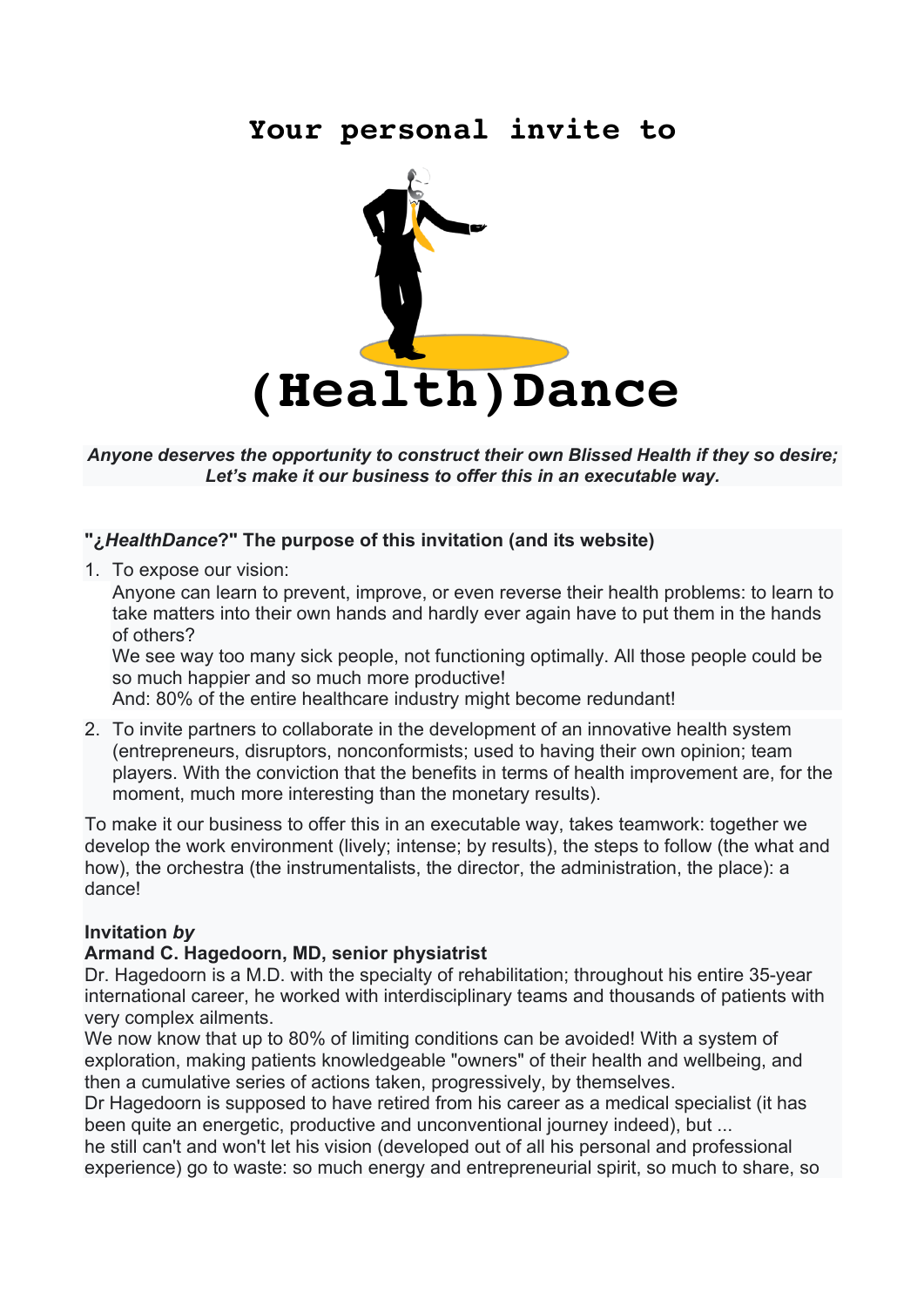# Your personal invite to

# (Health)Dance

***Anyone deserves the opportunity to construct their own Blissed Health if they so desire;***
***Let's make it our business to offer this in an executable way.***

## "¿*HealthDance*?" The purpose of this invitation (and its website)

1. To expose our vision:
   Anyone can learn to prevent, improve, or even reverse their health problems: to learn to take matters into their own hands and hardly ever again have to put them in the hands of others?
   We see way too many sick people, not functioning optimally. All those people could be so much happier and so much more productive!
   And: 80% of the entire healthcare industry might become redundant!
2. To invite partners to collaborate in the development of an innovative health system (entrepreneurs, disruptors, nonconformists; used to having their own opinion; team players. With the conviction that the benefits in terms of health improvement are, for the moment, much more interesting than the monetary results).

To make it our business to offer this in an executable way, takes teamwork: together we develop the work environment (lively; intense; by results), the steps to follow (the what and how), the orchestra (the instrumentalists, the director, the administration, the place): a dance!

**Invitation *by***
**Armand C. Hagedoorn, MD, senior physiatrist**
Dr. Hagedoorn is a M.D. with the specialty of rehabilitation; throughout his entire 35-year international career, he worked with interdisciplinary teams and thousands of patients with very complex ailments.
We now know that up to 80% of limiting conditions can be avoided! With a system of exploration, making patients knowledgeable "owners" of their health and wellbeing, and then a cumulative series of actions taken, progressively, by themselves.
Dr Hagedoorn is supposed to have retired from his career as a medical specialist (it has been quite an energetic, productive and unconventional journey indeed), but ...
he still can't and won't let his vision (developed out of all his personal and professional experience) go to waste: so much energy and entrepreneurial spirit, so much to share, so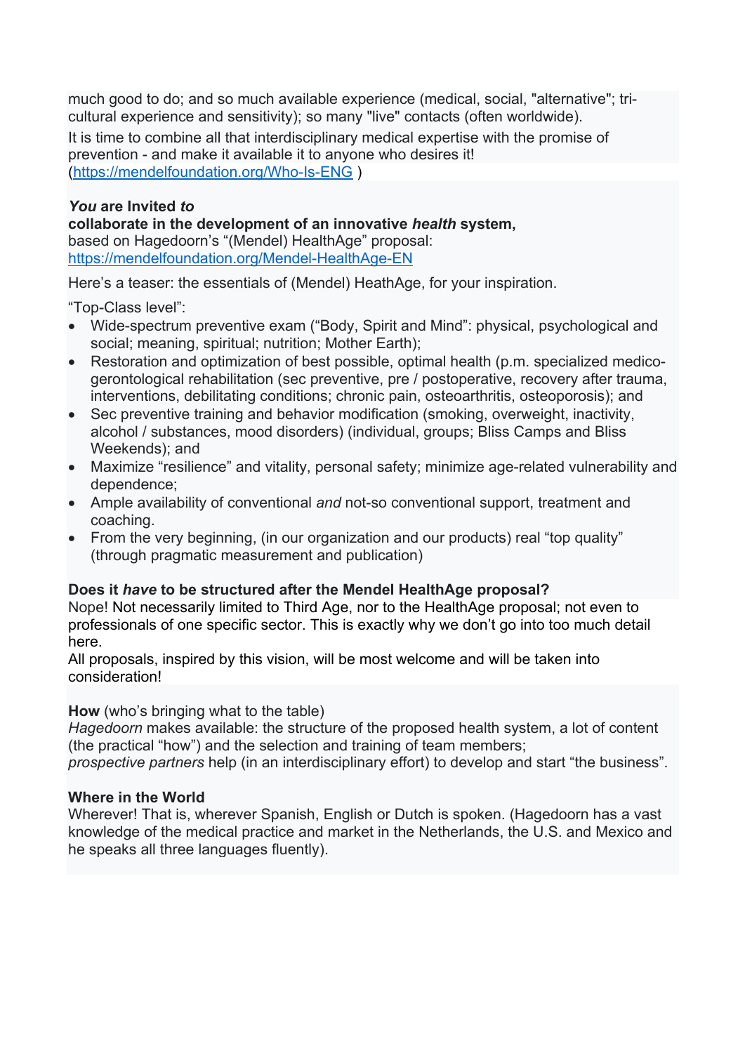much good to do; and so much available experience (medical, social, "alternative"; tri-cultural experience and sensitivity); so many "live" contacts (often worldwide).

It is time to combine all that interdisciplinary medical expertise with the promise of prevention - and make it available it to anyone who desires it! (https://mendelfoundation.org/Who-Is-ENG )

***You* are Invited *to***
**collaborate in the development of an innovative *health* system,**
based on Hagedoorn's "(Mendel) HealthAge" proposal:
https://mendelfoundation.org/Mendel-HealthAge-EN

Here's a teaser: the essentials of (Mendel) HeathAge, for your inspiration.

"Top-Class level":

- Wide-spectrum preventive exam ("Body, Spirit and Mind": physical, psychological and social; meaning, spiritual; nutrition; Mother Earth);
- Restoration and optimization of best possible, optimal health (p.m. specialized medico-gerontological rehabilitation (sec preventive, pre / postoperative, recovery after trauma, interventions, debilitating conditions; chronic pain, osteoarthritis, osteoporosis); and
- Sec preventive training and behavior modification (smoking, overweight, inactivity, alcohol / substances, mood disorders) (individual, groups; Bliss Camps and Bliss Weekends); and
- Maximize "resilience" and vitality, personal safety; minimize age-related vulnerability and dependence;
- Ample availability of conventional *and* not-so conventional support, treatment and coaching.
- From the very beginning, (in our organization and our products) real "top quality" (through pragmatic measurement and publication)

**Does it *have* to be structured after the Mendel HealthAge proposal?**
Nope! Not necessarily limited to Third Age, nor to the HealthAge proposal; not even to professionals of one specific sector. This is exactly why we don't go into too much detail here.
All proposals, inspired by this vision, will be most welcome and will be taken into consideration!

**How** (who's bringing what to the table)
*Hagedoorn* makes available: the structure of the proposed health system, a lot of content (the practical "how") and the selection and training of team members;
*prospective partners* help (in an interdisciplinary effort) to develop and start "the business".

**Where in the World**
Wherever! That is, wherever Spanish, English or Dutch is spoken. (Hagedoorn has a vast knowledge of the medical practice and market in the Netherlands, the U.S. and Mexico and he speaks all three languages fluently).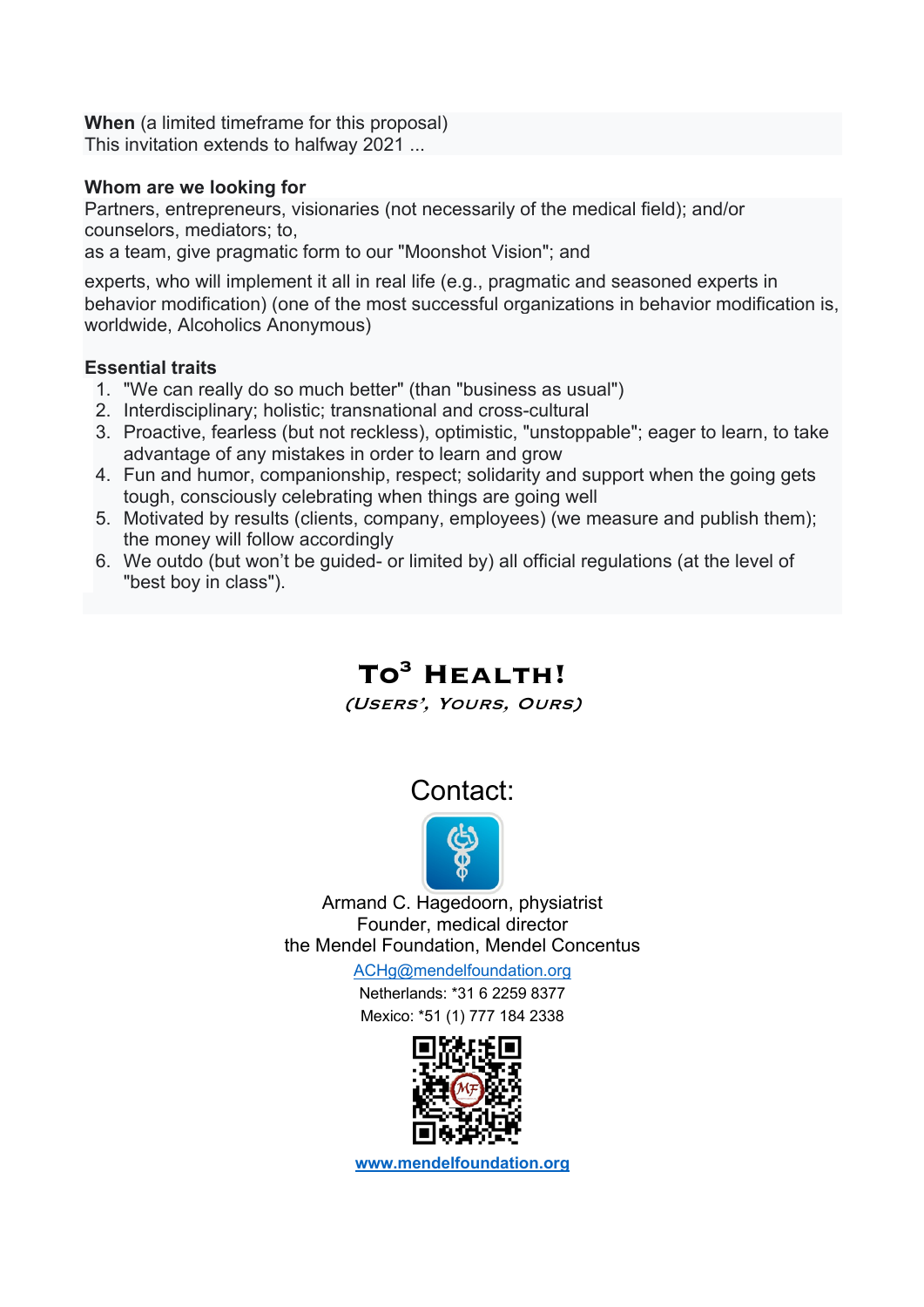**When** (a limited timeframe for this proposal)
This invitation extends to halfway 2021 ...

**Whom are we looking for**
Partners, entrepreneurs, visionaries (not necessarily of the medical field); and/or counselors, mediators; to,
as a team, give pragmatic form to our "Moonshot Vision"; and

experts, who will implement it all in real life (e.g., pragmatic and seasoned experts in behavior modification) (one of the most successful organizations in behavior modification is, worldwide, Alcoholics Anonymous)

**Essential traits**

1. "We can really do so much better" (than "business as usual")
2. Interdisciplinary; holistic; transnational and cross-cultural
3. Proactive, fearless (but not reckless), optimistic, "unstoppable"; eager to learn, to take advantage of any mistakes in order to learn and grow
4. Fun and humor, companionship, respect; solidarity and support when the going gets tough, consciously celebrating when things are going well
5. Motivated by results (clients, company, employees) (we measure and publish them); the money will follow accordingly
6. We outdo (but won't be guided- or limited by) all official regulations (at the level of "best boy in class").

## To³ Health!

*(Users', Yours, Ours)*

## Contact:

Armand C. Hagedoorn, physiatrist
Founder, medical director
the Mendel Foundation, Mendel Concentus

ACHg@mendelfoundation.org
Netherlands: *31 6 2259 8377
Mexico: *51 (1) 777 184 2338

**www.mendelfoundation.org**